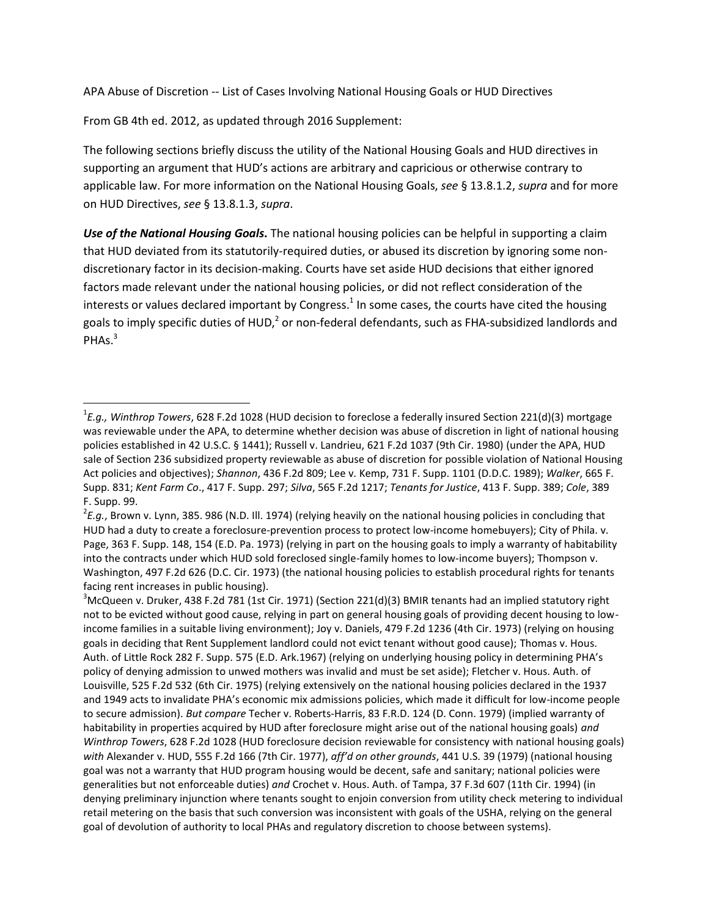APA Abuse of Discretion -- List of Cases Involving National Housing Goals or HUD Directives

From GB 4th ed. 2012, as updated through 2016 Supplement:

The following sections briefly discuss the utility of the National Housing Goals and HUD directives in supporting an argument that HUD's actions are arbitrary and capricious or otherwise contrary to applicable law. For more information on the National Housing Goals, *see* § 13.8.1.2, *supra* and for more on HUD Directives, *see* § 13.8.1.3, *supra*.

***Use of the National Housing Goals.*** The national housing policies can be helpful in supporting a claim that HUD deviated from its statutorily-required duties, or abused its discretion by ignoring some non-discretionary factor in its decision-making. Courts have set aside HUD decisions that either ignored factors made relevant under the national housing policies, or did not reflect consideration of the interests or values declared important by Congress.[1] In some cases, the courts have cited the housing goals to imply specific duties of HUD,[2] or non-federal defendants, such as FHA-subsidized landlords and PHAs.[3]

---

[1] *E.g., Winthrop Towers*, 628 F.2d 1028 (HUD decision to foreclose a federally insured Section 221(d)(3) mortgage was reviewable under the APA, to determine whether decision was abuse of discretion in light of national housing policies established in 42 U.S.C. § 1441); Russell v. Landrieu, 621 F.2d 1037 (9th Cir. 1980) (under the APA, HUD sale of Section 236 subsidized property reviewable as abuse of discretion for possible violation of National Housing Act policies and objectives); *Shannon*, 436 F.2d 809; Lee v. Kemp, 731 F. Supp. 1101 (D.D.C. 1989); *Walker*, 665 F. Supp. 831; *Kent Farm Co*., 417 F. Supp. 297; *Silva*, 565 F.2d 1217; *Tenants for Justice*, 413 F. Supp. 389; *Cole*, 389 F. Supp. 99.

[2] *E.g.*, Brown v. Lynn, 385. 986 (N.D. Ill. 1974) (relying heavily on the national housing policies in concluding that HUD had a duty to create a foreclosure-prevention process to protect low-income homebuyers); City of Phila. v. Page, 363 F. Supp. 148, 154 (E.D. Pa. 1973) (relying in part on the housing goals to imply a warranty of habitability into the contracts under which HUD sold foreclosed single-family homes to low-income buyers); Thompson v. Washington, 497 F.2d 626 (D.C. Cir. 1973) (the national housing policies to establish procedural rights for tenants facing rent increases in public housing).

[3] McQueen v. Druker, 438 F.2d 781 (1st Cir. 1971) (Section 221(d)(3) BMIR tenants had an implied statutory right not to be evicted without good cause, relying in part on general housing goals of providing decent housing to low-income families in a suitable living environment); Joy v. Daniels, 479 F.2d 1236 (4th Cir. 1973) (relying on housing goals in deciding that Rent Supplement landlord could not evict tenant without good cause); Thomas v. Hous. Auth. of Little Rock 282 F. Supp. 575 (E.D. Ark.1967) (relying on underlying housing policy in determining PHA's policy of denying admission to unwed mothers was invalid and must be set aside); Fletcher v. Hous. Auth. of Louisville, 525 F.2d 532 (6th Cir. 1975) (relying extensively on the national housing policies declared in the 1937 and 1949 acts to invalidate PHA's economic mix admissions policies, which made it difficult for low-income people to secure admission). *But compare* Techer v. Roberts-Harris, 83 F.R.D. 124 (D. Conn. 1979) (implied warranty of habitability in properties acquired by HUD after foreclosure might arise out of the national housing goals) *and Winthrop Towers*, 628 F.2d 1028 (HUD foreclosure decision reviewable for consistency with national housing goals) *with* Alexander v. HUD, 555 F.2d 166 (7th Cir. 1977), *aff'd on other grounds*, 441 U.S. 39 (1979) (national housing goal was not a warranty that HUD program housing would be decent, safe and sanitary; national policies were generalities but not enforceable duties) *and* Crochet v. Hous. Auth. of Tampa, 37 F.3d 607 (11th Cir. 1994) (in denying preliminary injunction where tenants sought to enjoin conversion from utility check metering to individual retail metering on the basis that such conversion was inconsistent with goals of the USHA, relying on the general goal of devolution of authority to local PHAs and regulatory discretion to choose between systems).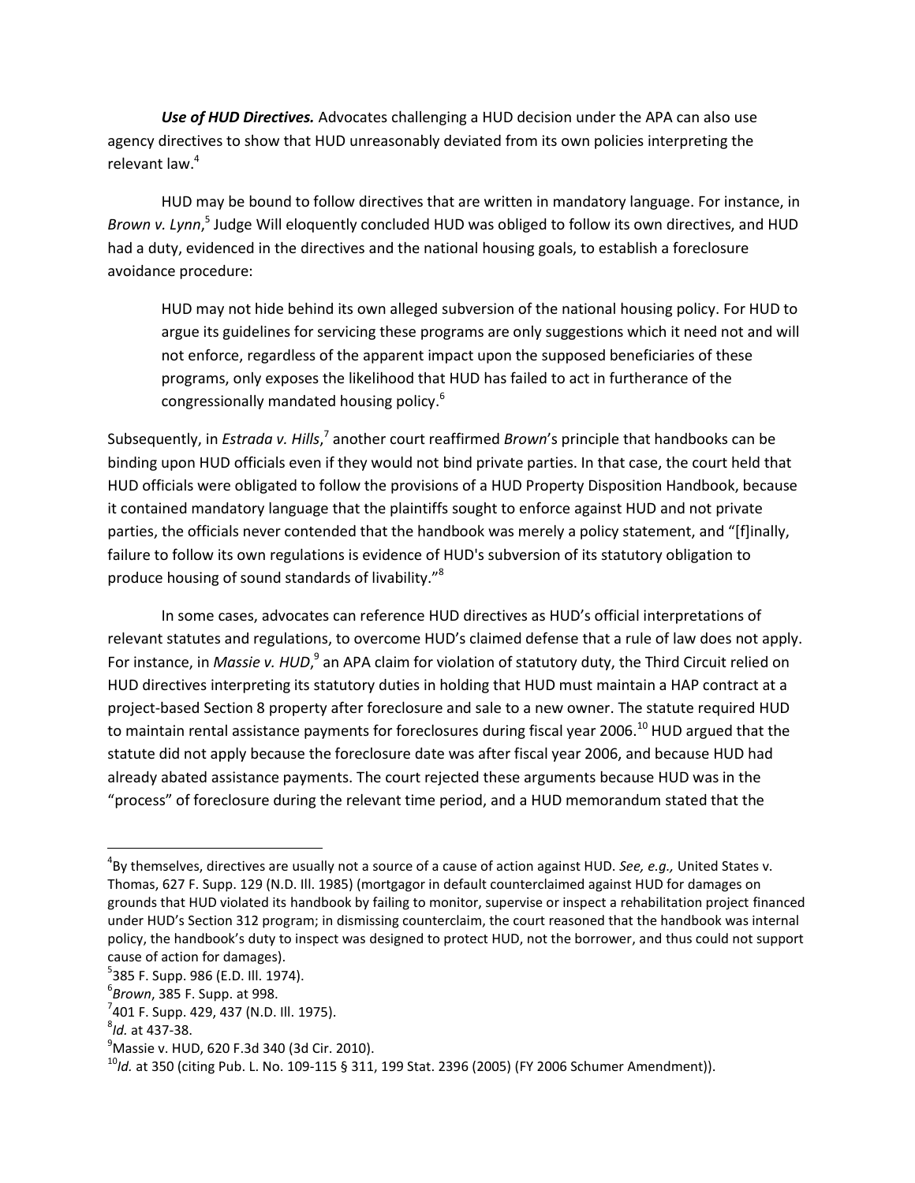***Use of HUD Directives.*** Advocates challenging a HUD decision under the APA can also use agency directives to show that HUD unreasonably deviated from its own policies interpreting the relevant law.[4]

HUD may be bound to follow directives that are written in mandatory language. For instance, in *Brown v. Lynn*,[5] Judge Will eloquently concluded HUD was obliged to follow its own directives, and HUD had a duty, evidenced in the directives and the national housing goals, to establish a foreclosure avoidance procedure:

> HUD may not hide behind its own alleged subversion of the national housing policy. For HUD to argue its guidelines for servicing these programs are only suggestions which it need not and will not enforce, regardless of the apparent impact upon the supposed beneficiaries of these programs, only exposes the likelihood that HUD has failed to act in furtherance of the congressionally mandated housing policy.[6]

Subsequently, in *Estrada v. Hills*,[7] another court reaffirmed *Brown*'s principle that handbooks can be binding upon HUD officials even if they would not bind private parties. In that case, the court held that HUD officials were obligated to follow the provisions of a HUD Property Disposition Handbook, because it contained mandatory language that the plaintiffs sought to enforce against HUD and not private parties, the officials never contended that the handbook was merely a policy statement, and "[f]inally, failure to follow its own regulations is evidence of HUD's subversion of its statutory obligation to produce housing of sound standards of livability."[8]

In some cases, advocates can reference HUD directives as HUD's official interpretations of relevant statutes and regulations, to overcome HUD's claimed defense that a rule of law does not apply. For instance, in *Massie v. HUD*,[9] an APA claim for violation of statutory duty, the Third Circuit relied on HUD directives interpreting its statutory duties in holding that HUD must maintain a HAP contract at a project-based Section 8 property after foreclosure and sale to a new owner. The statute required HUD to maintain rental assistance payments for foreclosures during fiscal year 2006.[10] HUD argued that the statute did not apply because the foreclosure date was after fiscal year 2006, and because HUD had already abated assistance payments. The court rejected these arguments because HUD was in the "process" of foreclosure during the relevant time period, and a HUD memorandum stated that the

---

[4] By themselves, directives are usually not a source of a cause of action against HUD. *See, e.g.,* United States v. Thomas, 627 F. Supp. 129 (N.D. Ill. 1985) (mortgagor in default counterclaimed against HUD for damages on grounds that HUD violated its handbook by failing to monitor, supervise or inspect a rehabilitation project financed under HUD's Section 312 program; in dismissing counterclaim, the court reasoned that the handbook was internal policy, the handbook's duty to inspect was designed to protect HUD, not the borrower, and thus could not support cause of action for damages).

[5] 385 F. Supp. 986 (E.D. Ill. 1974).

[6] *Brown*, 385 F. Supp. at 998.

[7] 401 F. Supp. 429, 437 (N.D. Ill. 1975).

[8] *Id.* at 437-38.

[9] Massie v. HUD, 620 F.3d 340 (3d Cir. 2010).

[10] *Id.* at 350 (citing Pub. L. No. 109-115 § 311, 199 Stat. 2396 (2005) (FY 2006 Schumer Amendment)).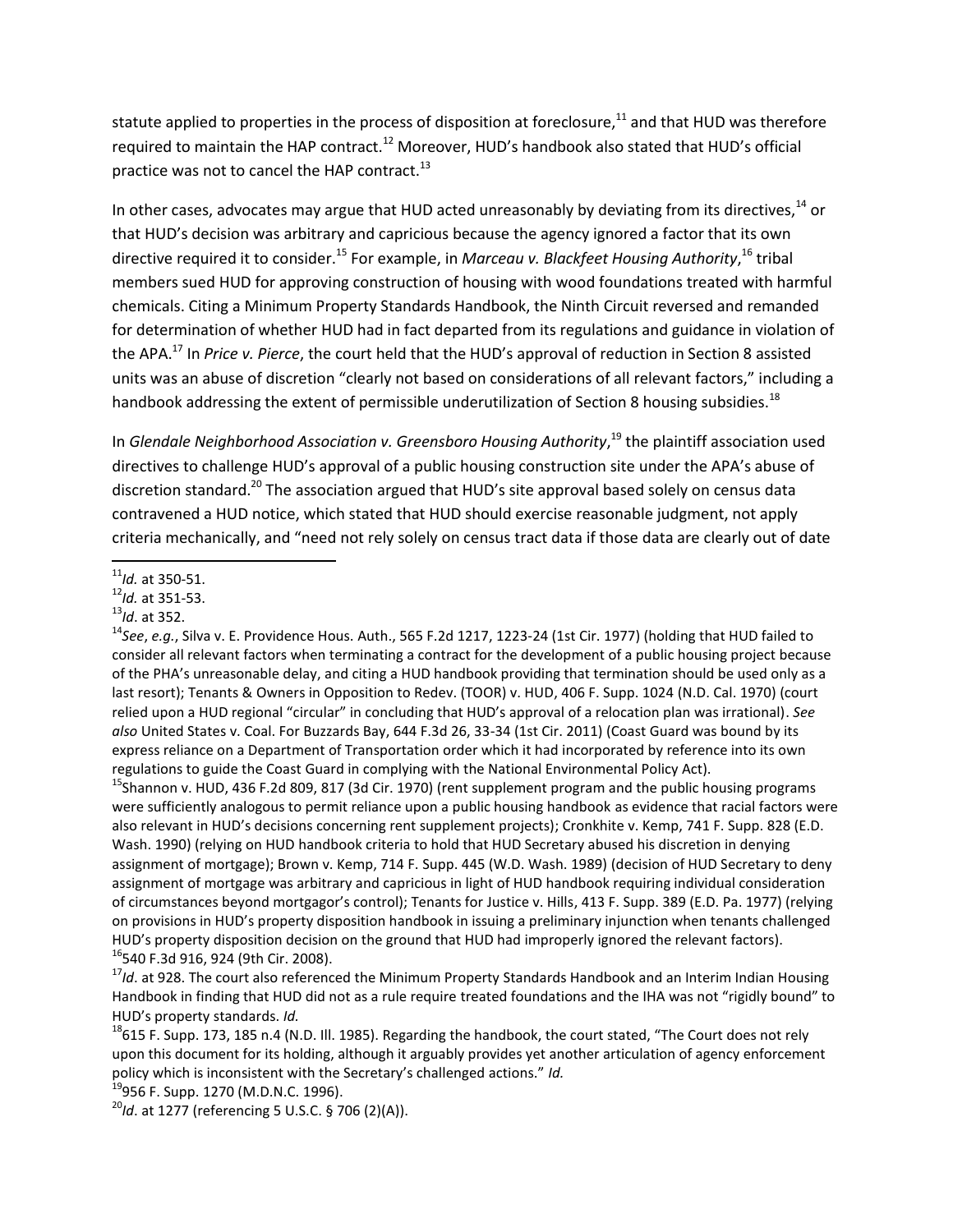statute applied to properties in the process of disposition at foreclosure,[11] and that HUD was therefore required to maintain the HAP contract.[12] Moreover, HUD's handbook also stated that HUD's official practice was not to cancel the HAP contract.[13]

In other cases, advocates may argue that HUD acted unreasonably by deviating from its directives,[14] or that HUD's decision was arbitrary and capricious because the agency ignored a factor that its own directive required it to consider.[15] For example, in *Marceau v. Blackfeet Housing Authority*,[16] tribal members sued HUD for approving construction of housing with wood foundations treated with harmful chemicals. Citing a Minimum Property Standards Handbook, the Ninth Circuit reversed and remanded for determination of whether HUD had in fact departed from its regulations and guidance in violation of the APA.[17] In *Price v. Pierce*, the court held that the HUD's approval of reduction in Section 8 assisted units was an abuse of discretion "clearly not based on considerations of all relevant factors," including a handbook addressing the extent of permissible underutilization of Section 8 housing subsidies.[18]

In *Glendale Neighborhood Association v. Greensboro Housing Authority*,[19] the plaintiff association used directives to challenge HUD's approval of a public housing construction site under the APA's abuse of discretion standard.[20] The association argued that HUD's site approval based solely on census data contravened a HUD notice, which stated that HUD should exercise reasonable judgment, not apply criteria mechanically, and "need not rely solely on census tract data if those data are clearly out of date

---

[11] *Id.* at 350-51.

[12] *Id.* at 351-53.

[13] *Id*. at 352.

[14] *See*, *e.g.*, Silva v. E. Providence Hous. Auth., 565 F.2d 1217, 1223-24 (1st Cir. 1977) (holding that HUD failed to consider all relevant factors when terminating a contract for the development of a public housing project because of the PHA's unreasonable delay, and citing a HUD handbook providing that termination should be used only as a last resort); Tenants & Owners in Opposition to Redev. (TOOR) v. HUD, 406 F. Supp. 1024 (N.D. Cal. 1970) (court relied upon a HUD regional "circular" in concluding that HUD's approval of a relocation plan was irrational). *See also* United States v. Coal. For Buzzards Bay, 644 F.3d 26, 33-34 (1st Cir. 2011) (Coast Guard was bound by its express reliance on a Department of Transportation order which it had incorporated by reference into its own regulations to guide the Coast Guard in complying with the National Environmental Policy Act).

[15] Shannon v. HUD, 436 F.2d 809, 817 (3d Cir. 1970) (rent supplement program and the public housing programs were sufficiently analogous to permit reliance upon a public housing handbook as evidence that racial factors were also relevant in HUD's decisions concerning rent supplement projects); Cronkhite v. Kemp, 741 F. Supp. 828 (E.D. Wash. 1990) (relying on HUD handbook criteria to hold that HUD Secretary abused his discretion in denying assignment of mortgage); Brown v. Kemp, 714 F. Supp. 445 (W.D. Wash. 1989) (decision of HUD Secretary to deny assignment of mortgage was arbitrary and capricious in light of HUD handbook requiring individual consideration of circumstances beyond mortgagor's control); Tenants for Justice v. Hills, 413 F. Supp. 389 (E.D. Pa. 1977) (relying on provisions in HUD's property disposition handbook in issuing a preliminary injunction when tenants challenged HUD's property disposition decision on the ground that HUD had improperly ignored the relevant factors).

[16] 540 F.3d 916, 924 (9th Cir. 2008).

[17] *Id*. at 928. The court also referenced the Minimum Property Standards Handbook and an Interim Indian Housing Handbook in finding that HUD did not as a rule require treated foundations and the IHA was not "rigidly bound" to HUD's property standards. *Id.*

[18] 615 F. Supp. 173, 185 n.4 (N.D. Ill. 1985). Regarding the handbook, the court stated, "The Court does not rely upon this document for its holding, although it arguably provides yet another articulation of agency enforcement policy which is inconsistent with the Secretary's challenged actions." *Id.*

[19] 956 F. Supp. 1270 (M.D.N.C. 1996).

[20] *Id*. at 1277 (referencing 5 U.S.C. § 706 (2)(A)).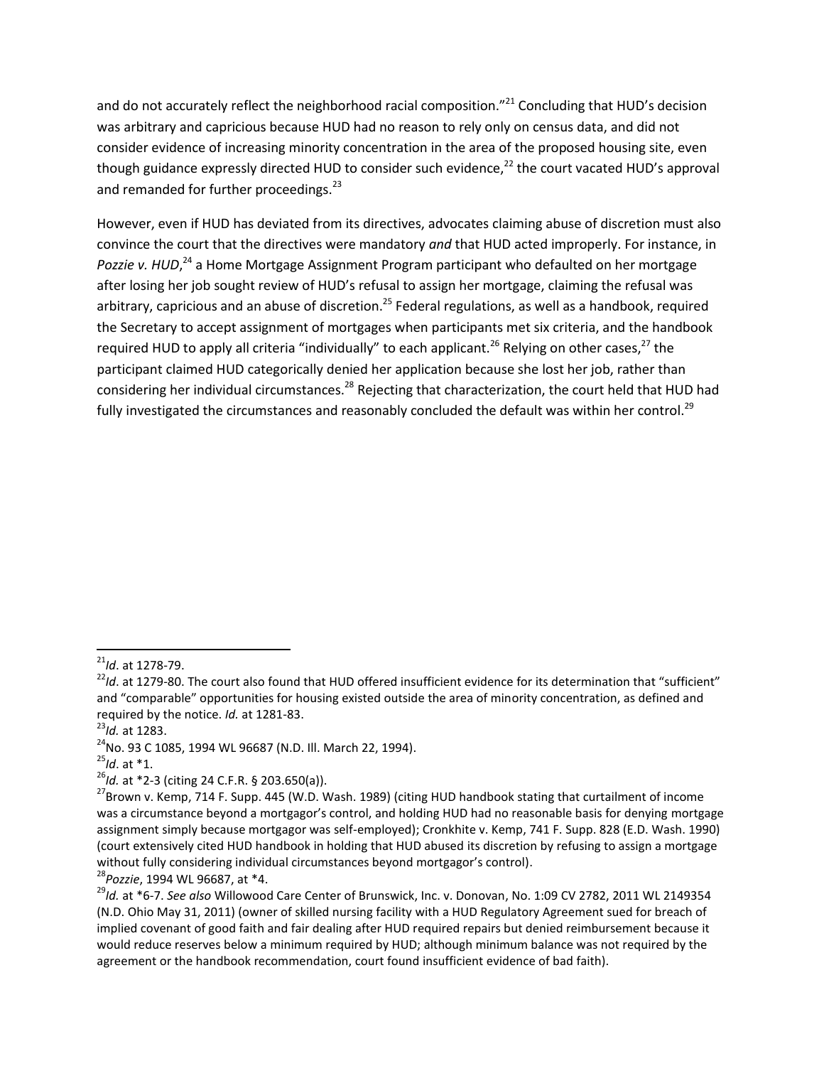and do not accurately reflect the neighborhood racial composition."[21] Concluding that HUD's decision was arbitrary and capricious because HUD had no reason to rely only on census data, and did not consider evidence of increasing minority concentration in the area of the proposed housing site, even though guidance expressly directed HUD to consider such evidence,[22] the court vacated HUD's approval and remanded for further proceedings.[23]

However, even if HUD has deviated from its directives, advocates claiming abuse of discretion must also convince the court that the directives were mandatory *and* that HUD acted improperly. For instance, in *Pozzie v. HUD*,[24] a Home Mortgage Assignment Program participant who defaulted on her mortgage after losing her job sought review of HUD's refusal to assign her mortgage, claiming the refusal was arbitrary, capricious and an abuse of discretion.[25] Federal regulations, as well as a handbook, required the Secretary to accept assignment of mortgages when participants met six criteria, and the handbook required HUD to apply all criteria "individually" to each applicant.[26] Relying on other cases,[27] the participant claimed HUD categorically denied her application because she lost her job, rather than considering her individual circumstances.[28] Rejecting that characterization, the court held that HUD had fully investigated the circumstances and reasonably concluded the default was within her control.[29]

---

[21] *Id*. at 1278-79.

[22] *Id*. at 1279-80. The court also found that HUD offered insufficient evidence for its determination that "sufficient" and "comparable" opportunities for housing existed outside the area of minority concentration, as defined and required by the notice. *Id.* at 1281-83.

[23] *Id.* at 1283.

[24] No. 93 C 1085, 1994 WL 96687 (N.D. Ill. March 22, 1994).

[25] *Id*. at *1.

[26] *Id.* at *2-3 (citing 24 C.F.R. § 203.650(a)).

[27] Brown v. Kemp, 714 F. Supp. 445 (W.D. Wash. 1989) (citing HUD handbook stating that curtailment of income was a circumstance beyond a mortgagor's control, and holding HUD had no reasonable basis for denying mortgage assignment simply because mortgagor was self-employed); Cronkhite v. Kemp, 741 F. Supp. 828 (E.D. Wash. 1990) (court extensively cited HUD handbook in holding that HUD abused its discretion by refusing to assign a mortgage without fully considering individual circumstances beyond mortgagor's control).

[28] *Pozzie*, 1994 WL 96687, at *4.

[29] *Id.* at *6-7. *See also* Willowood Care Center of Brunswick, Inc. v. Donovan, No. 1:09 CV 2782, 2011 WL 2149354 (N.D. Ohio May 31, 2011) (owner of skilled nursing facility with a HUD Regulatory Agreement sued for breach of implied covenant of good faith and fair dealing after HUD required repairs but denied reimbursement because it would reduce reserves below a minimum required by HUD; although minimum balance was not required by the agreement or the handbook recommendation, court found insufficient evidence of bad faith).